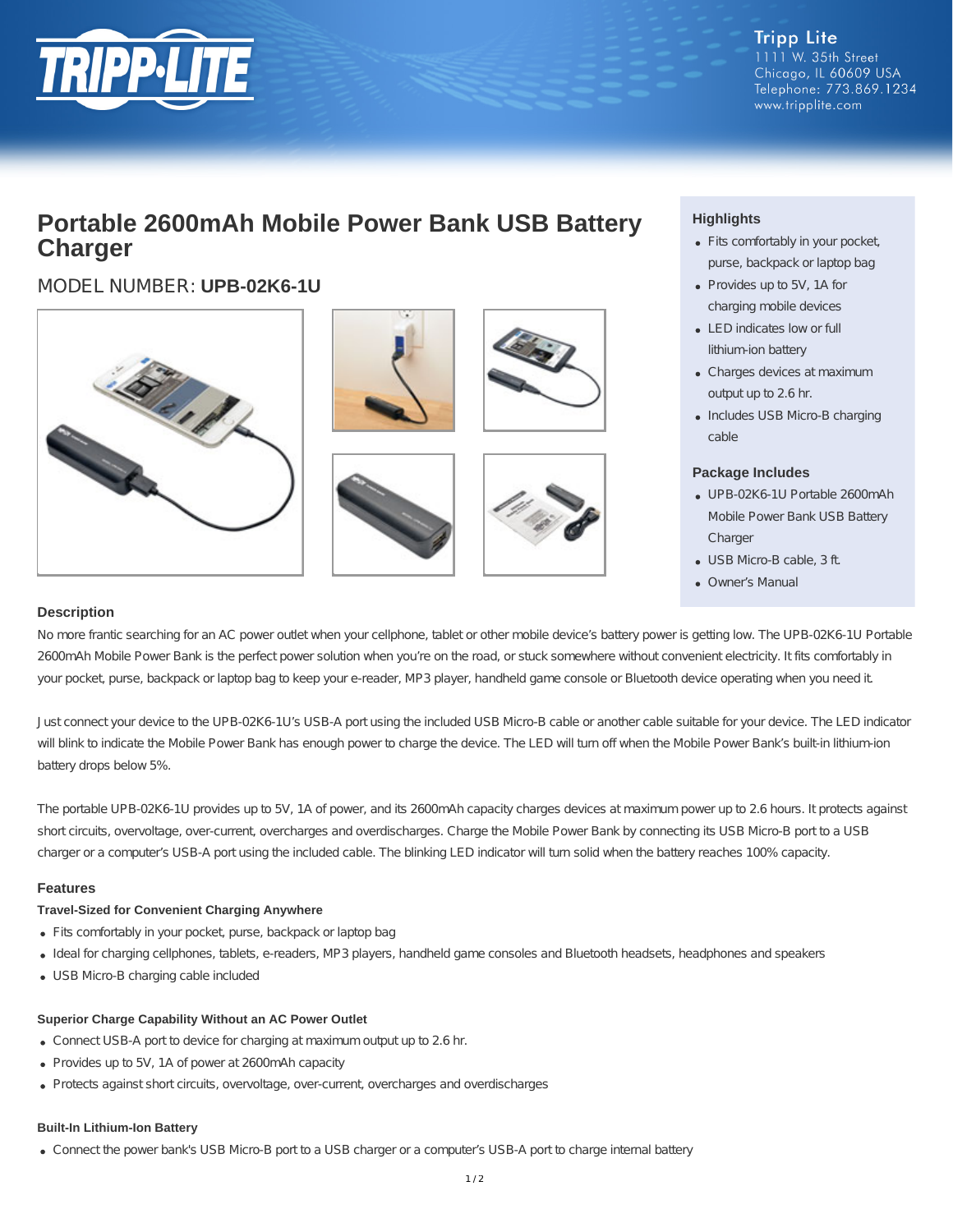Tripp Lite
1111 W. 35th Street
Chicago, IL 60609 USA
Telephone: 773.869.1234
www.tripplite.com

# Portable 2600mAh Mobile Power Bank USB Battery Charger

MODEL NUMBER: **UPB-02K6-1U**

## Highlights

- Fits comfortably in your pocket, purse, backpack or laptop bag
- Provides up to 5V, 1A for charging mobile devices
- LED indicates low or full lithium-ion battery
- Charges devices at maximum output up to 2.6 hr.
- Includes USB Micro-B charging cable

## Package Includes

- UPB-02K6-1U Portable 2600mAh Mobile Power Bank USB Battery Charger
- USB Micro-B cable, 3 ft.
- Owner's Manual

## Description

No more frantic searching for an AC power outlet when your cellphone, tablet or other mobile device's battery power is getting low. The UPB-02K6-1U Portable 2600mAh Mobile Power Bank is the perfect power solution when you're on the road, or stuck somewhere without convenient electricity. It fits comfortably in your pocket, purse, backpack or laptop bag to keep your e-reader, MP3 player, handheld game console or Bluetooth device operating when you need it.

Just connect your device to the UPB-02K6-1U's USB-A port using the included USB Micro-B cable or another cable suitable for your device. The LED indicator will blink to indicate the Mobile Power Bank has enough power to charge the device. The LED will turn off when the Mobile Power Bank's built-in lithium-ion battery drops below 5%.

The portable UPB-02K6-1U provides up to 5V, 1A of power, and its 2600mAh capacity charges devices at maximum power up to 2.6 hours. It protects against short circuits, overvoltage, over-current, overcharges and overdischarges. Charge the Mobile Power Bank by connecting its USB Micro-B port to a USB charger or a computer's USB-A port using the included cable. The blinking LED indicator will turn solid when the battery reaches 100% capacity.

## Features

### Travel-Sized for Convenient Charging Anywhere

- Fits comfortably in your pocket, purse, backpack or laptop bag
- Ideal for charging cellphones, tablets, e-readers, MP3 players, handheld game consoles and Bluetooth headsets, headphones and speakers
- USB Micro-B charging cable included

### Superior Charge Capability Without an AC Power Outlet

- Connect USB-A port to device for charging at maximum output up to 2.6 hr.
- Provides up to 5V, 1A of power at 2600mAh capacity
- Protects against short circuits, overvoltage, over-current, overcharges and overdischarges

### Built-In Lithium-Ion Battery

- Connect the power bank's USB Micro-B port to a USB charger or a computer's USB-A port to charge internal battery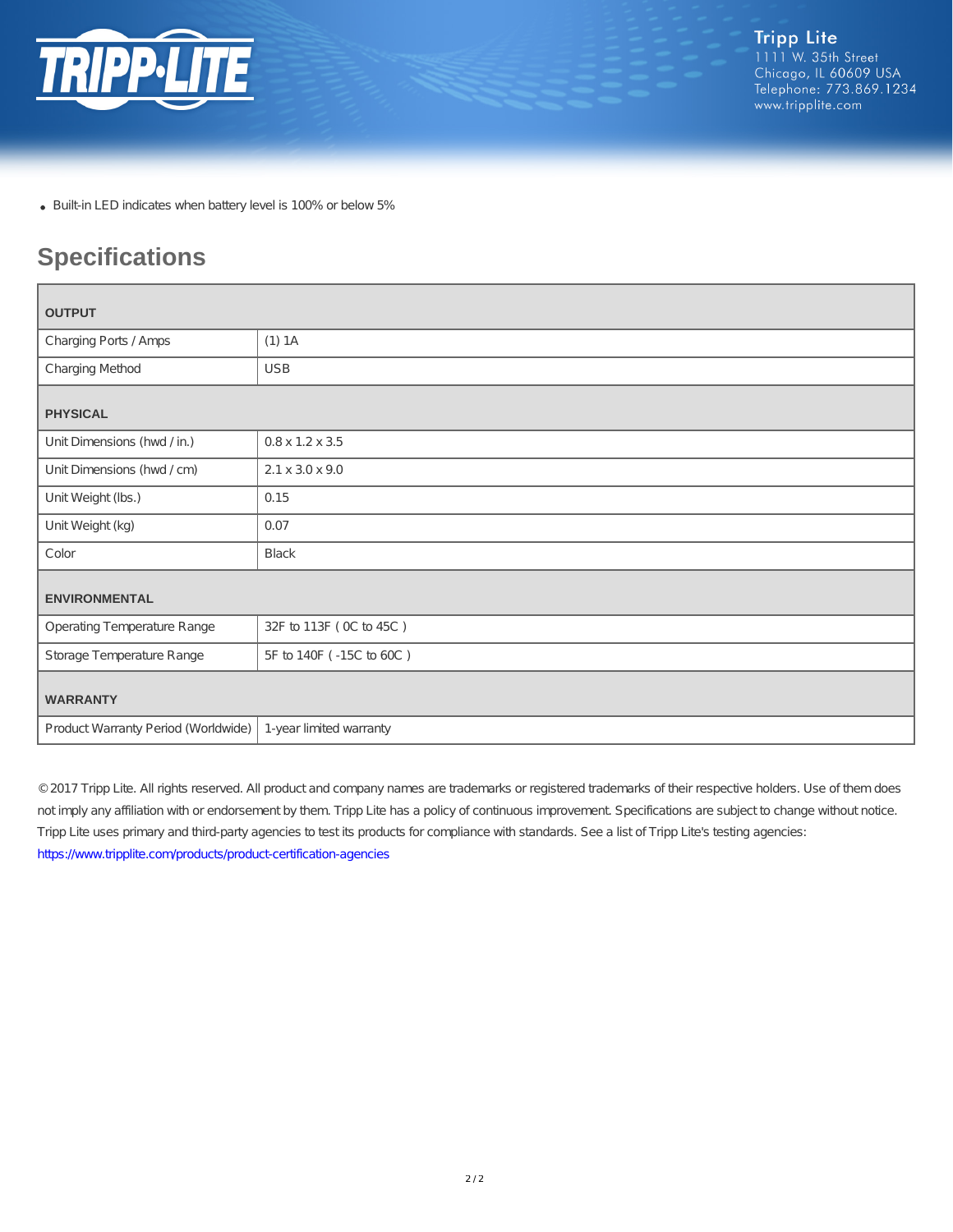- Built-in LED indicates when battery level is 100% or below 5%

## Specifications

| | |
|---|---|
| **OUTPUT** | |
| Charging Ports / Amps | (1) 1A |
| Charging Method | USB |
| **PHYSICAL** | |
| Unit Dimensions (hwd / in.) | 0.8 x 1.2 x 3.5 |
| Unit Dimensions (hwd / cm) | 2.1 x 3.0 x 9.0 |
| Unit Weight (lbs.) | 0.15 |
| Unit Weight (kg) | 0.07 |
| Color | Black |
| **ENVIRONMENTAL** | |
| Operating Temperature Range | 32F to 113F ( 0C to 45C ) |
| Storage Temperature Range | 5F to 140F ( -15C to 60C ) |
| **WARRANTY** | |
| Product Warranty Period (Worldwide) | 1-year limited warranty |

© 2017 Tripp Lite. All rights reserved. All product and company names are trademarks or registered trademarks of their respective holders. Use of them does not imply any affiliation with or endorsement by them. Tripp Lite has a policy of continuous improvement. Specifications are subject to change without notice. Tripp Lite uses primary and third-party agencies to test its products for compliance with standards. See a list of Tripp Lite's testing agencies: https://www.tripplite.com/products/product-certification-agencies